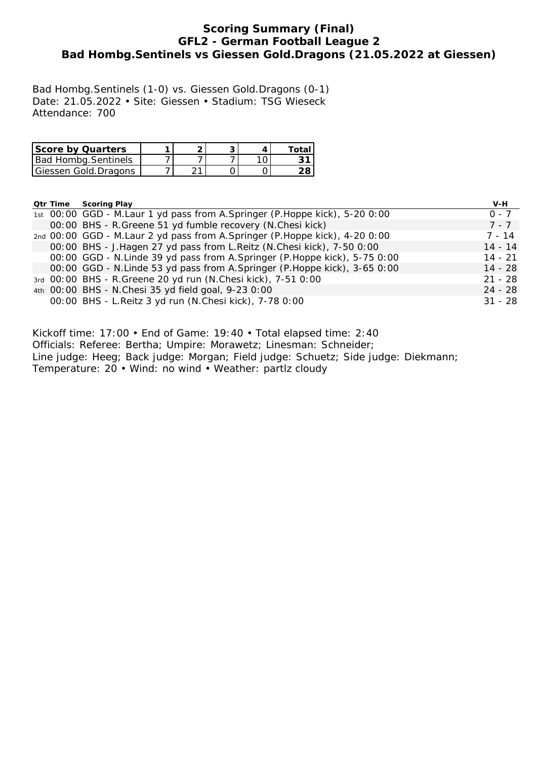# Scoring Summary (Final)
## GFL2 - German Football League 2
## Bad Hombg.Sentinels vs Giessen Gold.Dragons (21.05.2022 at Giessen)

Bad Hombg.Sentinels (1-0) vs. Giessen Gold.Dragons (0-1)
Date: 21.05.2022 • Site: Giessen • Stadium: TSG Wieseck
Attendance: 700

| Score by Quarters | 1 | 2 | 3 | 4 | Total |
|---|---|---|---|---|---|
| Bad Hombg.Sentinels | 7 | 7 | 7 | 10 | **31** |
| Giessen Gold.Dragons | 7 | 21 | 0 | 0 | **28** |

| Qtr | Time | Scoring Play | V-H |
|---|---|---|---|
| 1st | 00:00 | GGD - M.Laur 1 yd pass from A.Springer (P.Hoppe kick), 5-20 0:00 | 0 - 7 |
| | 00:00 | BHS - R.Greene 51 yd fumble recovery (N.Chesi kick) | 7 - 7 |
| 2nd | 00:00 | GGD - M.Laur 2 yd pass from A.Springer (P.Hoppe kick), 4-20 0:00 | 7 - 14 |
| | 00:00 | BHS - J.Hagen 27 yd pass from L.Reitz (N.Chesi kick), 7-50 0:00 | 14 - 14 |
| | 00:00 | GGD - N.Linde 39 yd pass from A.Springer (P.Hoppe kick), 5-75 0:00 | 14 - 21 |
| | 00:00 | GGD - N.Linde 53 yd pass from A.Springer (P.Hoppe kick), 3-65 0:00 | 14 - 28 |
| 3rd | 00:00 | BHS - R.Greene 20 yd run (N.Chesi kick), 7-51 0:00 | 21 - 28 |
| 4th | 00:00 | BHS - N.Chesi 35 yd field goal, 9-23 0:00 | 24 - 28 |
| | 00:00 | BHS - L.Reitz 3 yd run (N.Chesi kick), 7-78 0:00 | 31 - 28 |

Kickoff time: 17:00 • End of Game: 19:40 • Total elapsed time: 2:40
Officials: Referee: Bertha; Umpire: Morawetz; Linesman: Schneider;
Line judge: Heeg; Back judge: Morgan; Field judge: Schuetz; Side judge: Diekmann;
Temperature: 20 • Wind: no wind • Weather: partlz cloudy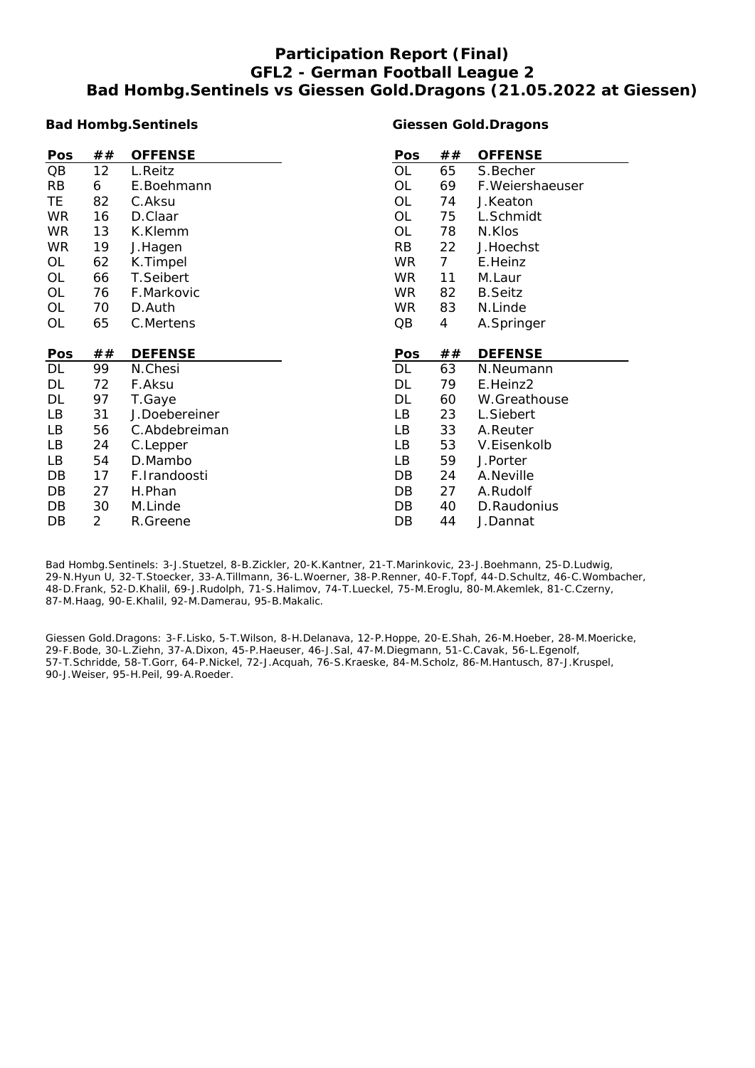# Participation Report (Final)
## GFL2 - German Football League 2
## Bad Hombg.Sentinels vs Giessen Gold.Dragons (21.05.2022 at Giessen)

### Bad Hombg.Sentinels

| Pos | ## | OFFENSE |
|---|---|---|
| QB | 12 | L.Reitz |
| RB | 6 | E.Boehmann |
| TE | 82 | C.Aksu |
| WR | 16 | D.Claar |
| WR | 13 | K.Klemm |
| WR | 19 | J.Hagen |
| OL | 62 | K.Timpel |
| OL | 66 | T.Seibert |
| OL | 76 | F.Markovic |
| OL | 70 | D.Auth |
| OL | 65 | C.Mertens |

| Pos | ## | DEFENSE |
|---|---|---|
| DL | 99 | N.Chesi |
| DL | 72 | F.Aksu |
| DL | 97 | T.Gaye |
| LB | 31 | J.Doebereiner |
| LB | 56 | C.Abdebreiman |
| LB | 24 | C.Lepper |
| LB | 54 | D.Mambo |
| DB | 17 | F.Irandoosti |
| DB | 27 | H.Phan |
| DB | 30 | M.Linde |
| DB | 2 | R.Greene |

### Giessen Gold.Dragons

| Pos | ## | OFFENSE |
|---|---|---|
| OL | 65 | S.Becher |
| OL | 69 | F.Weiershaeuser |
| OL | 74 | J.Keaton |
| OL | 75 | L.Schmidt |
| OL | 78 | N.Klos |
| RB | 22 | J.Hoechst |
| WR | 7 | E.Heinz |
| WR | 11 | M.Laur |
| WR | 82 | B.Seitz |
| WR | 83 | N.Linde |
| QB | 4 | A.Springer |

| Pos | ## | DEFENSE |
|---|---|---|
| DL | 63 | N.Neumann |
| DL | 79 | E.Heinz2 |
| DL | 60 | W.Greathouse |
| LB | 23 | L.Siebert |
| LB | 33 | A.Reuter |
| LB | 53 | V.Eisenkolb |
| LB | 59 | J.Porter |
| DB | 24 | A.Neville |
| DB | 27 | A.Rudolf |
| DB | 40 | D.Raudonius |
| DB | 44 | J.Dannat |

Bad Hombg.Sentinels: 3-J.Stuetzel, 8-B.Zickler, 20-K.Kantner, 21-T.Marinkovic, 23-J.Boehmann, 25-D.Ludwig, 29-N.Hyun U, 32-T.Stoecker, 33-A.Tillmann, 36-L.Woerner, 38-P.Renner, 40-F.Topf, 44-D.Schultz, 46-C.Wombacher, 48-D.Frank, 52-D.Khalil, 69-J.Rudolph, 71-S.Halimov, 74-T.Lueckel, 75-M.Eroglu, 80-M.Akemlek, 81-C.Czerny, 87-M.Haag, 90-E.Khalil, 92-M.Damerau, 95-B.Makalic.

Giessen Gold.Dragons: 3-F.Lisko, 5-T.Wilson, 8-H.Delanava, 12-P.Hoppe, 20-E.Shah, 26-M.Hoeber, 28-M.Moericke, 29-F.Bode, 30-L.Ziehn, 37-A.Dixon, 45-P.Haeuser, 46-J.Sal, 47-M.Diegmann, 51-C.Cavak, 56-L.Egenolf, 57-T.Schridde, 58-T.Gorr, 64-P.Nickel, 72-J.Acquah, 76-S.Kraeske, 84-M.Scholz, 86-M.Hantusch, 87-J.Kruspel, 90-J.Weiser, 95-H.Peil, 99-A.Roeder.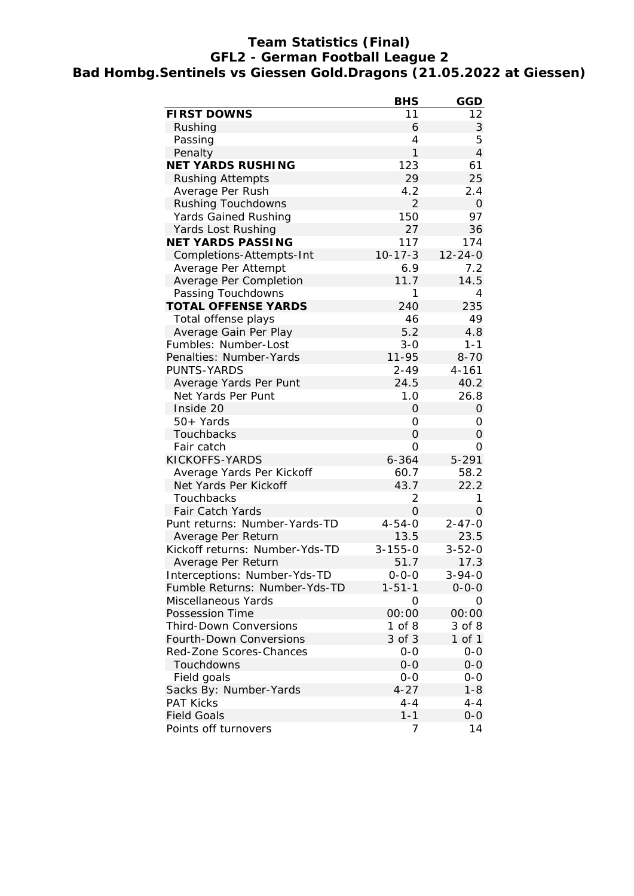# Team Statistics (Final)

## GFL2 - German Football League 2

## Bad Hombg.Sentinels vs Giessen Gold.Dragons (21.05.2022 at Giessen)

| | BHS | GGD |
|---|---|---|
| **FIRST DOWNS** | 11 | 12 |
| Rushing | 6 | 3 |
| Passing | 4 | 5 |
| Penalty | 1 | 4 |
| **NET YARDS RUSHING** | 123 | 61 |
| Rushing Attempts | 29 | 25 |
| Average Per Rush | 4.2 | 2.4 |
| Rushing Touchdowns | 2 | 0 |
| Yards Gained Rushing | 150 | 97 |
| Yards Lost Rushing | 27 | 36 |
| **NET YARDS PASSING** | 117 | 174 |
| Completions-Attempts-Int | 10-17-3 | 12-24-0 |
| Average Per Attempt | 6.9 | 7.2 |
| Average Per Completion | 11.7 | 14.5 |
| Passing Touchdowns | 1 | 4 |
| **TOTAL OFFENSE YARDS** | 240 | 235 |
| Total offense plays | 46 | 49 |
| Average Gain Per Play | 5.2 | 4.8 |
| Fumbles: Number-Lost | 3-0 | 1-1 |
| Penalties: Number-Yards | 11-95 | 8-70 |
| PUNTS-YARDS | 2-49 | 4-161 |
| Average Yards Per Punt | 24.5 | 40.2 |
| Net Yards Per Punt | 1.0 | 26.8 |
| Inside 20 | 0 | 0 |
| 50+ Yards | 0 | 0 |
| Touchbacks | 0 | 0 |
| Fair catch | 0 | 0 |
| KICKOFFS-YARDS | 6-364 | 5-291 |
| Average Yards Per Kickoff | 60.7 | 58.2 |
| Net Yards Per Kickoff | 43.7 | 22.2 |
| Touchbacks | 2 | 1 |
| Fair Catch Yards | 0 | 0 |
| Punt returns: Number-Yards-TD | 4-54-0 | 2-47-0 |
| Average Per Return | 13.5 | 23.5 |
| Kickoff returns: Number-Yds-TD | 3-155-0 | 3-52-0 |
| Average Per Return | 51.7 | 17.3 |
| Interceptions: Number-Yds-TD | 0-0-0 | 3-94-0 |
| Fumble Returns: Number-Yds-TD | 1-51-1 | 0-0-0 |
| Miscellaneous Yards | 0 | 0 |
| Possession Time | 00:00 | 00:00 |
| Third-Down Conversions | 1 of 8 | 3 of 8 |
| Fourth-Down Conversions | 3 of 3 | 1 of 1 |
| Red-Zone Scores-Chances | 0-0 | 0-0 |
| Touchdowns | 0-0 | 0-0 |
| Field goals | 0-0 | 0-0 |
| Sacks By: Number-Yards | 4-27 | 1-8 |
| PAT Kicks | 4-4 | 4-4 |
| Field Goals | 1-1 | 0-0 |
| Points off turnovers | 7 | 14 |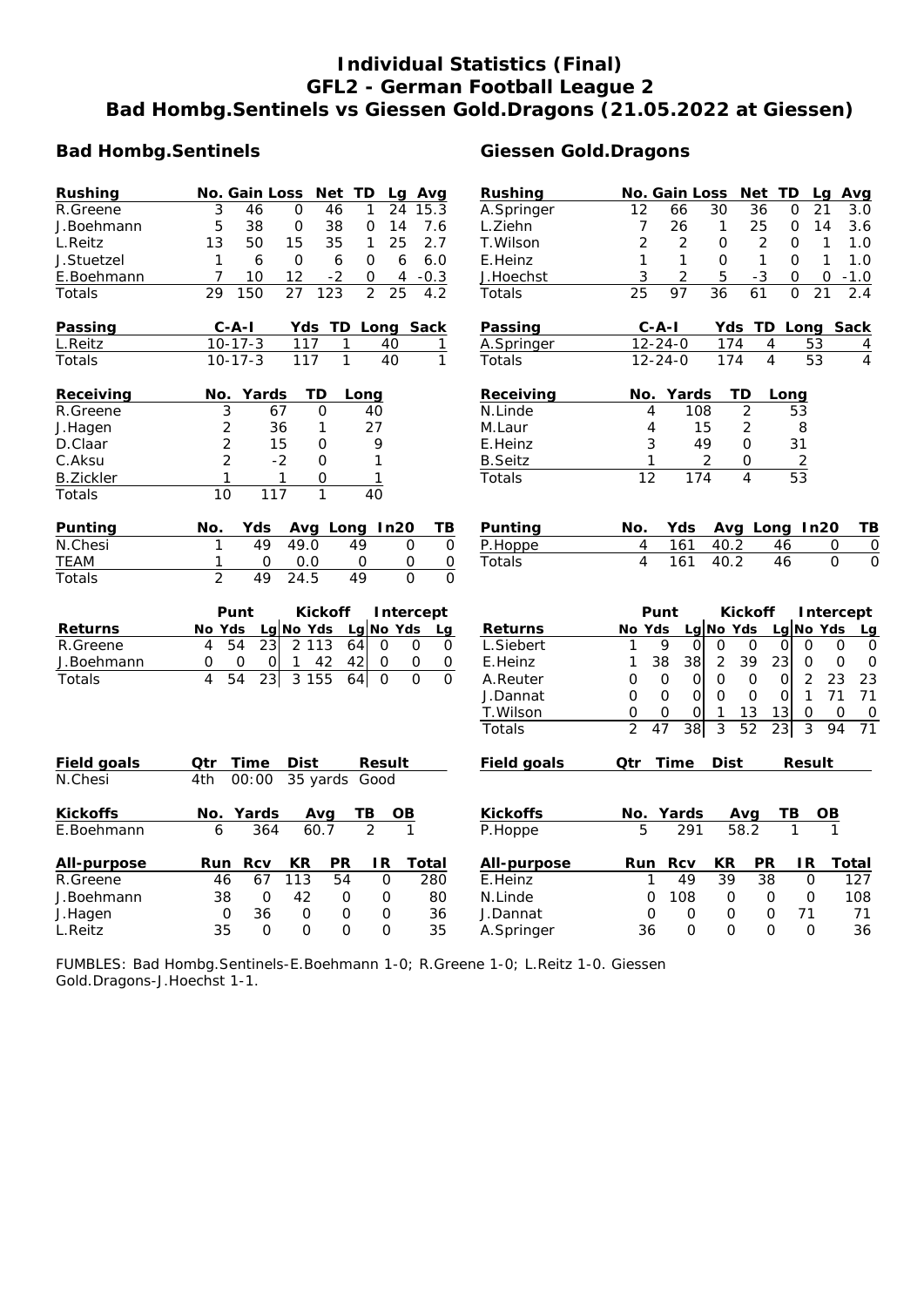# Individual Statistics (Final)
## GFL2 - German Football League 2
## Bad Hombg.Sentinels vs Giessen Gold.Dragons (21.05.2022 at Giessen)

## Bad Hombg.Sentinels

| Rushing | No. | Gain | Loss | Net | TD | Lg | Avg |
|---|---|---|---|---|---|---|---|
| R.Greene | 3 | 46 | 0 | 46 | 1 | 24 | 15.3 |
| J.Boehmann | 5 | 38 | 0 | 38 | 0 | 14 | 7.6 |
| L.Reitz | 13 | 50 | 15 | 35 | 1 | 25 | 2.7 |
| J.Stuetzel | 1 | 6 | 0 | 6 | 0 | 6 | 6.0 |
| E.Boehmann | 7 | 10 | 12 | -2 | 0 | 4 | -0.3 |
| Totals | 29 | 150 | 27 | 123 | 2 | 25 | 4.2 |

| Passing | C-A-I | Yds | TD | Long | Sack |
|---|---|---|---|---|---|
| L.Reitz | 10-17-3 | 117 | 1 | 40 | 1 |
| Totals | 10-17-3 | 117 | 1 | 40 | 1 |

| Receiving | No. | Yards | TD | Long |
|---|---|---|---|---|
| R.Greene | 3 | 67 | 0 | 40 |
| J.Hagen | 2 | 36 | 1 | 27 |
| D.Claar | 2 | 15 | 0 | 9 |
| C.Aksu | 2 | -2 | 0 | 1 |
| B.Zickler | 1 | 1 | 0 | 1 |
| Totals | 10 | 117 | 1 | 40 |

| Punting | No. | Yds | Avg | Long | In20 | TB |
|---|---|---|---|---|---|---|
| N.Chesi | 1 | 49 | 49.0 | 49 | 0 | 0 |
| TEAM | 1 | 0 | 0.0 | 0 | 0 | 0 |
| Totals | 2 | 49 | 24.5 | 49 | 0 | 0 |

| | Punt | | | Kickoff | | | Intercept | | |
|---|---|---|---|---|---|---|---|---|---|
| Returns | No | Yds | Lg | No | Yds | Lg | No | Yds | Lg |
| R.Greene | 4 | 54 | 23 | 2 | 113 | 64 | 0 | 0 | 0 |
| J.Boehmann | 0 | 0 | 0 | 1 | 42 | 42 | 0 | 0 | 0 |
| Totals | 4 | 54 | 23 | 3 | 155 | 64 | 0 | 0 | 0 |

| Field goals | Qtr | Time | Dist | Result |
|---|---|---|---|---|
| N.Chesi | 4th | 00:00 | 35 yards | Good |

| Kickoffs | No. | Yards | Avg | TB | OB |
|---|---|---|---|---|---|
| E.Boehmann | 6 | 364 | 60.7 | 2 | 1 |

| All-purpose | Run | Rcv | KR | PR | IR | Total |
|---|---|---|---|---|---|---|
| R.Greene | 46 | 67 | 113 | 54 | 0 | 280 |
| J.Boehmann | 38 | 0 | 42 | 0 | 0 | 80 |
| J.Hagen | 0 | 36 | 0 | 0 | 0 | 36 |
| L.Reitz | 35 | 0 | 0 | 0 | 0 | 35 |

## Giessen Gold.Dragons

| Rushing | No. | Gain | Loss | Net | TD | Lg | Avg |
|---|---|---|---|---|---|---|---|
| A.Springer | 12 | 66 | 30 | 36 | 0 | 21 | 3.0 |
| L.Ziehn | 7 | 26 | 1 | 25 | 0 | 14 | 3.6 |
| T.Wilson | 2 | 2 | 0 | 2 | 0 | 1 | 1.0 |
| E.Heinz | 1 | 1 | 0 | 1 | 0 | 1 | 1.0 |
| J.Hoechst | 3 | 2 | 5 | -3 | 0 | 0 | -1.0 |
| Totals | 25 | 97 | 36 | 61 | 0 | 21 | 2.4 |

| Passing | C-A-I | Yds | TD | Long | Sack |
|---|---|---|---|---|---|
| A.Springer | 12-24-0 | 174 | 4 | 53 | 4 |
| Totals | 12-24-0 | 174 | 4 | 53 | 4 |

| Receiving | No. | Yards | TD | Long |
|---|---|---|---|---|
| N.Linde | 4 | 108 | 2 | 53 |
| M.Laur | 4 | 15 | 2 | 8 |
| E.Heinz | 3 | 49 | 0 | 31 |
| B.Seitz | 1 | 2 | 0 | 2 |
| Totals | 12 | 174 | 4 | 53 |

| Punting | No. | Yds | Avg | Long | In20 | TB |
|---|---|---|---|---|---|---|
| P.Hoppe | 4 | 161 | 40.2 | 46 | 0 | 0 |
| Totals | 4 | 161 | 40.2 | 46 | 0 | 0 |

| | Punt | | | Kickoff | | | Intercept | | |
|---|---|---|---|---|---|---|---|---|---|
| Returns | No | Yds | Lg | No | Yds | Lg | No | Yds | Lg |
| L.Siebert | 1 | 9 | 0 | 0 | 0 | 0 | 0 | 0 | 0 |
| E.Heinz | 1 | 38 | 38 | 2 | 39 | 23 | 0 | 0 | 0 |
| A.Reuter | 0 | 0 | 0 | 0 | 0 | 0 | 2 | 23 | 23 |
| J.Dannat | 0 | 0 | 0 | 0 | 0 | 0 | 1 | 71 | 71 |
| T.Wilson | 0 | 0 | 0 | 1 | 13 | 13 | 0 | 0 | 0 |
| Totals | 2 | 47 | 38 | 3 | 52 | 23 | 3 | 94 | 71 |

| Field goals | Qtr | Time | Dist | Result |
|---|---|---|---|---|

| Kickoffs | No. | Yards | Avg | TB | OB |
|---|---|---|---|---|---|
| P.Hoppe | 5 | 291 | 58.2 | 1 | 1 |

| All-purpose | Run | Rcv | KR | PR | IR | Total |
|---|---|---|---|---|---|---|
| E.Heinz | 1 | 49 | 39 | 38 | 0 | 127 |
| N.Linde | 0 | 108 | 0 | 0 | 0 | 108 |
| J.Dannat | 0 | 0 | 0 | 0 | 71 | 71 |
| A.Springer | 36 | 0 | 0 | 0 | 0 | 36 |

FUMBLES: Bad Hombg.Sentinels-E.Boehmann 1-0; R.Greene 1-0; L.Reitz 1-0. Giessen Gold.Dragons-J.Hoechst 1-1.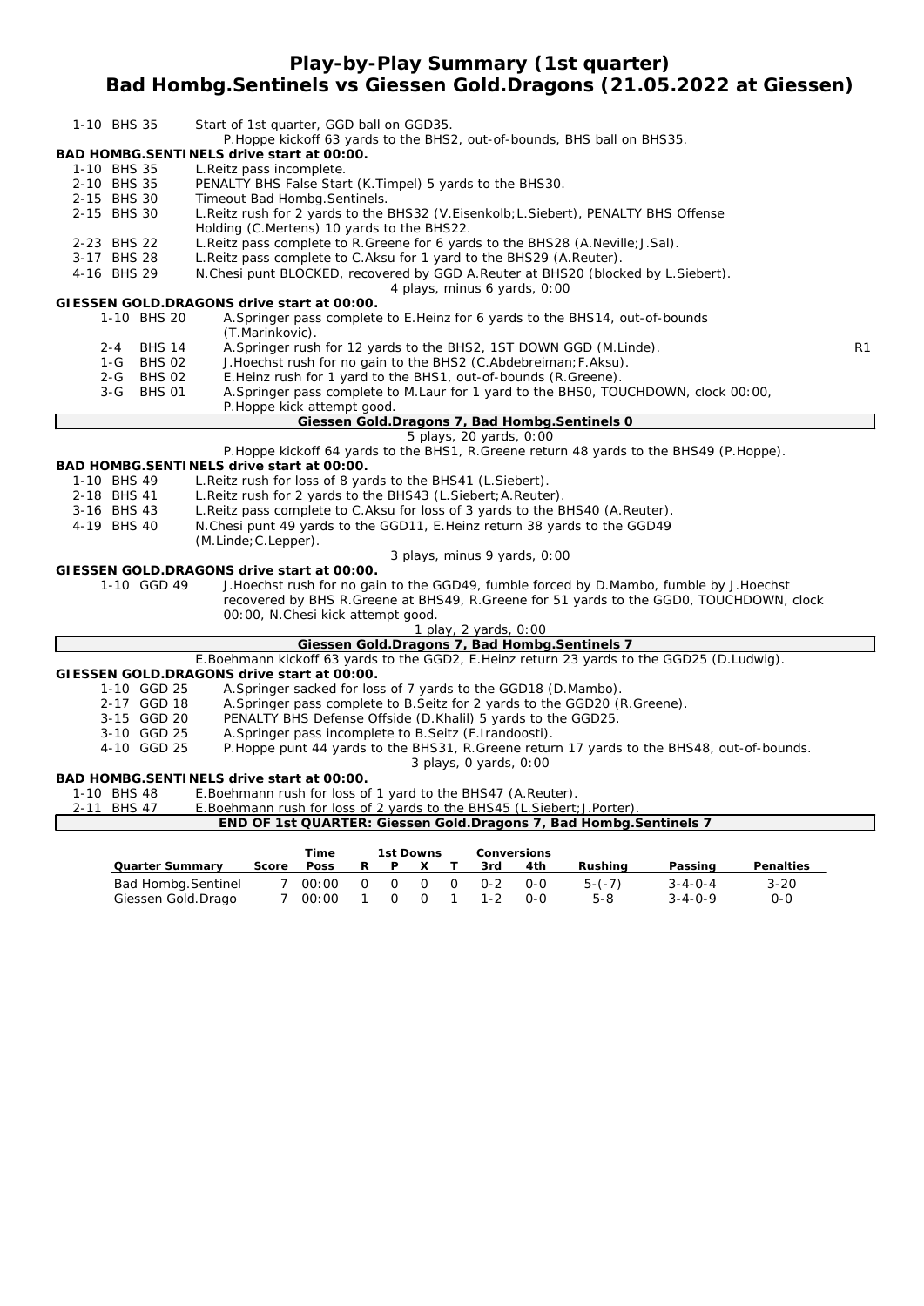# Play-by-Play Summary (1st quarter)
## Bad Hombg.Sentinels vs Giessen Gold.Dragons (21.05.2022 at Giessen)

1-10 BHS 35 — Start of 1st quarter, GGD ball on GGD35.
P.Hoppe kickoff 63 yards to the BHS2, out-of-bounds, BHS ball on BHS35.

**BAD HOMBG.SENTINELS drive start at 00:00.**

| | |
|---|---|
| 1-10 BHS 35 | L.Reitz pass incomplete. |
| 2-10 BHS 35 | PENALTY BHS False Start (K.Timpel) 5 yards to the BHS30. |
| 2-15 BHS 30 | Timeout Bad Hombg.Sentinels. |
| 2-15 BHS 30 | L.Reitz rush for 2 yards to the BHS32 (V.Eisenkolb;L.Siebert), PENALTY BHS Offense Holding (C.Mertens) 10 yards to the BHS22. |
| 2-23 BHS 22 | L.Reitz pass complete to R.Greene for 6 yards to the BHS28 (A.Neville;J.Sal). |
| 3-17 BHS 28 | L.Reitz pass complete to C.Aksu for 1 yard to the BHS29 (A.Reuter). |
| 4-16 BHS 29 | N.Chesi punt BLOCKED, recovered by GGD A.Reuter at BHS20 (blocked by L.Siebert). |

4 plays, minus 6 yards, 0:00

**GIESSEN GOLD.DRAGONS drive start at 00:00.**

| | | |
|---|---|---|
| 1-10 BHS 20 | A.Springer pass complete to E.Heinz for 6 yards to the BHS14, out-of-bounds (T.Marinkovic). | |
| 2-4 BHS 14 | A.Springer rush for 12 yards to the BHS2, 1ST DOWN GGD (M.Linde). | R1 |
| 1-G BHS 02 | J.Hoechst rush for no gain to the BHS2 (C.Abdebreiman;F.Aksu). | |
| 2-G BHS 02 | E.Heinz rush for 1 yard to the BHS1, out-of-bounds (R.Greene). | |
| 3-G BHS 01 | A.Springer pass complete to M.Laur for 1 yard to the BHS0, TOUCHDOWN, clock 00:00, P.Hoppe kick attempt good. | |

**Giessen Gold.Dragons 7, Bad Hombg.Sentinels 0**

5 plays, 20 yards, 0:00

P.Hoppe kickoff 64 yards to the BHS1, R.Greene return 48 yards to the BHS49 (P.Hoppe).

**BAD HOMBG.SENTINELS drive start at 00:00.**

| | |
|---|---|
| 1-10 BHS 49 | L.Reitz rush for loss of 8 yards to the BHS41 (L.Siebert). |
| 2-18 BHS 41 | L.Reitz rush for 2 yards to the BHS43 (L.Siebert;A.Reuter). |
| 3-16 BHS 43 | L.Reitz pass complete to C.Aksu for loss of 3 yards to the BHS40 (A.Reuter). |
| 4-19 BHS 40 | N.Chesi punt 49 yards to the GGD11, E.Heinz return 38 yards to the GGD49 (M.Linde;C.Lepper). |

3 plays, minus 9 yards, 0:00

**GIESSEN GOLD.DRAGONS drive start at 00:00.**

| | |
|---|---|
| 1-10 GGD 49 | J.Hoechst rush for no gain to the GGD49, fumble forced by D.Mambo, fumble by J.Hoechst recovered by BHS R.Greene at BHS49, R.Greene for 51 yards to the GGD0, TOUCHDOWN, clock 00:00, N.Chesi kick attempt good. |

1 play, 2 yards, 0:00

**Giessen Gold.Dragons 7, Bad Hombg.Sentinels 7**

E.Boehmann kickoff 63 yards to the GGD2, E.Heinz return 23 yards to the GGD25 (D.Ludwig).

**GIESSEN GOLD.DRAGONS drive start at 00:00.**

| | |
|---|---|
| 1-10 GGD 25 | A.Springer sacked for loss of 7 yards to the GGD18 (D.Mambo). |
| 2-17 GGD 18 | A.Springer pass complete to B.Seitz for 2 yards to the GGD20 (R.Greene). |
| 3-15 GGD 20 | PENALTY BHS Defense Offside (D.Khalil) 5 yards to the GGD25. |
| 3-10 GGD 25 | A.Springer pass incomplete to B.Seitz (F.Irandoosti). |
| 4-10 GGD 25 | P.Hoppe punt 44 yards to the BHS31, R.Greene return 17 yards to the BHS48, out-of-bounds. |

3 plays, 0 yards, 0:00

**BAD HOMBG.SENTINELS drive start at 00:00.**

| | |
|---|---|
| 1-10 BHS 48 | E.Boehmann rush for loss of 1 yard to the BHS47 (A.Reuter). |
| 2-11 BHS 47 | E.Boehmann rush for loss of 2 yards to the BHS45 (L.Siebert;J.Porter). |

**END OF 1st QUARTER: Giessen Gold.Dragons 7, Bad Hombg.Sentinels 7**

| Quarter Summary | Score | Time Poss | 1st Downs R | P | X | T | Conversions 3rd | 4th | Rushing | Passing | Penalties |
|---|---|---|---|---|---|---|---|---|---|---|---|
| Bad Hombg.Sentinel | 7 | 00:00 | 0 | 0 | 0 | 0 | 0-2 | 0-0 | 5-(-7) | 3-4-0-4 | 3-20 |
| Giessen Gold.Drago | 7 | 00:00 | 1 | 0 | 0 | 1 | 1-2 | 0-0 | 5-8 | 3-4-0-9 | 0-0 |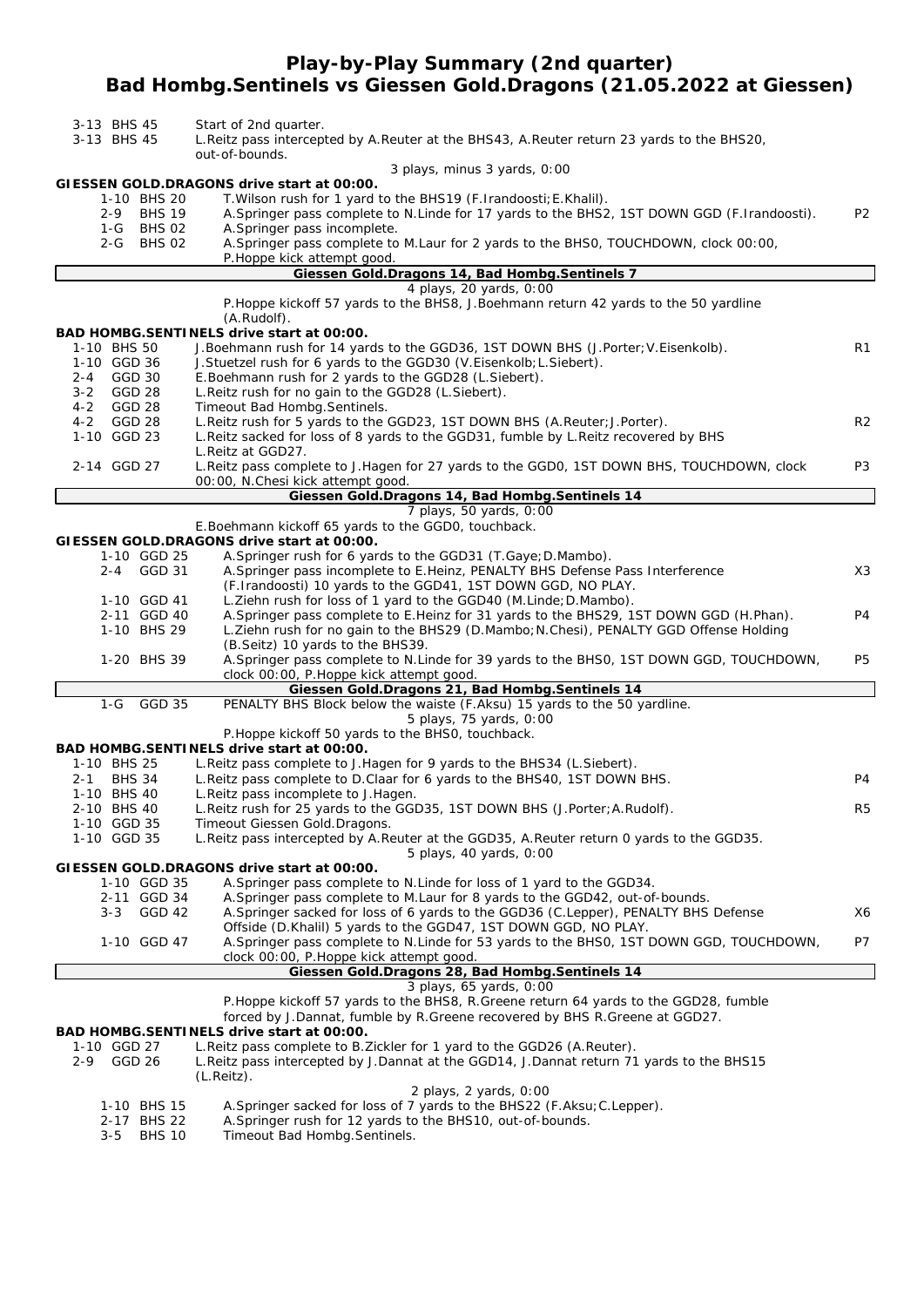# Play-by-Play Summary (2nd quarter)
## Bad Hombg.Sentinels vs Giessen Gold.Dragons (21.05.2022 at Giessen)

| Down | Play | Note |
|---|---|---|
| 3-13 BHS 45 | Start of 2nd quarter. | |
| 3-13 BHS 45 | L.Reitz pass intercepted by A.Reuter at the BHS43, A.Reuter return 23 yards to the BHS20, out-of-bounds. | |
| | 3 plays, minus 3 yards, 0:00 | |
| **GIESSEN GOLD.DRAGONS drive start at 00:00.** | | |
| 1-10 BHS 20 | T.Wilson rush for 1 yard to the BHS19 (F.Irandoosti;E.Khalil). | |
| 2-9 BHS 19 | A.Springer pass complete to N.Linde for 17 yards to the BHS2, 1ST DOWN GGD (F.Irandoosti). | P2 |
| 1-G BHS 02 | A.Springer pass incomplete. | |
| 2-G BHS 02 | A.Springer pass complete to M.Laur for 2 yards to the BHS0, TOUCHDOWN, clock 00:00, P.Hoppe kick attempt good. | |
| | **Giessen Gold.Dragons 14, Bad Hombg.Sentinels 7** | |
| | 4 plays, 20 yards, 0:00 | |
| | P.Hoppe kickoff 57 yards to the BHS8, J.Boehmann return 42 yards to the 50 yardline (A.Rudolf). | |
| **BAD HOMBG.SENTINELS drive start at 00:00.** | | |
| 1-10 BHS 50 | J.Boehmann rush for 14 yards to the GGD36, 1ST DOWN BHS (J.Porter;V.Eisenkolb). | R1 |
| 1-10 GGD 36 | J.Stuetzel rush for 6 yards to the GGD30 (V.Eisenkolb;L.Siebert). | |
| 2-4 GGD 30 | E.Boehmann rush for 2 yards to the GGD28 (L.Siebert). | |
| 3-2 GGD 28 | L.Reitz rush for no gain to the GGD28 (L.Siebert). | |
| 4-2 GGD 28 | Timeout Bad Hombg.Sentinels. | |
| 4-2 GGD 28 | L.Reitz rush for 5 yards to the GGD23, 1ST DOWN BHS (A.Reuter;J.Porter). | R2 |
| 1-10 GGD 23 | L.Reitz sacked for loss of 8 yards to the GGD31, fumble by L.Reitz recovered by BHS L.Reitz at GGD27. | |
| 2-14 GGD 27 | L.Reitz pass complete to J.Hagen for 27 yards to the GGD0, 1ST DOWN BHS, TOUCHDOWN, clock 00:00, N.Chesi kick attempt good. | P3 |
| | **Giessen Gold.Dragons 14, Bad Hombg.Sentinels 14** | |
| | 7 plays, 50 yards, 0:00 | |
| | E.Boehmann kickoff 65 yards to the GGD0, touchback. | |
| **GIESSEN GOLD.DRAGONS drive start at 00:00.** | | |
| 1-10 GGD 25 | A.Springer rush for 6 yards to the GGD31 (T.Gaye;D.Mambo). | |
| 2-4 GGD 31 | A.Springer pass incomplete to E.Heinz, PENALTY BHS Defense Pass Interference (F.Irandoosti) 10 yards to the GGD41, 1ST DOWN GGD, NO PLAY. | X3 |
| 1-10 GGD 41 | L.Ziehn rush for loss of 1 yard to the GGD40 (M.Linde;D.Mambo). | |
| 2-11 GGD 40 | A.Springer pass complete to E.Heinz for 31 yards to the BHS29, 1ST DOWN GGD (H.Phan). | P4 |
| 1-10 BHS 29 | L.Ziehn rush for no gain to the BHS29 (D.Mambo;N.Chesi), PENALTY GGD Offense Holding (B.Seitz) 10 yards to the BHS39. | |
| 1-20 BHS 39 | A.Springer pass complete to N.Linde for 39 yards to the BHS0, 1ST DOWN GGD, TOUCHDOWN, clock 00:00, P.Hoppe kick attempt good. | P5 |
| | **Giessen Gold.Dragons 21, Bad Hombg.Sentinels 14** | |
| 1-G GGD 35 | PENALTY BHS Block below the waiste (F.Aksu) 15 yards to the 50 yardline. | |
| | 5 plays, 75 yards, 0:00 | |
| | P.Hoppe kickoff 50 yards to the BHS0, touchback. | |
| **BAD HOMBG.SENTINELS drive start at 00:00.** | | |
| 1-10 BHS 25 | L.Reitz pass complete to J.Hagen for 9 yards to the BHS34 (L.Siebert). | |
| 2-1 BHS 34 | L.Reitz pass complete to D.Claar for 6 yards to the BHS40, 1ST DOWN BHS. | P4 |
| 1-10 BHS 40 | L.Reitz pass incomplete to J.Hagen. | |
| 2-10 BHS 40 | L.Reitz rush for 25 yards to the GGD35, 1ST DOWN BHS (J.Porter;A.Rudolf). | R5 |
| 1-10 GGD 35 | Timeout Giessen Gold.Dragons. | |
| 1-10 GGD 35 | L.Reitz pass intercepted by A.Reuter at the GGD35, A.Reuter return 0 yards to the GGD35. | |
| | 5 plays, 40 yards, 0:00 | |
| **GIESSEN GOLD.DRAGONS drive start at 00:00.** | | |
| 1-10 GGD 35 | A.Springer pass complete to N.Linde for loss of 1 yard to the GGD34. | |
| 2-11 GGD 34 | A.Springer pass complete to M.Laur for 8 yards to the GGD42, out-of-bounds. | |
| 3-3 GGD 42 | A.Springer sacked for loss of 6 yards to the GGD36 (C.Lepper), PENALTY BHS Defense Offside (D.Khalil) 5 yards to the GGD47, 1ST DOWN GGD, NO PLAY. | X6 |
| 1-10 GGD 47 | A.Springer pass complete to N.Linde for 53 yards to the BHS0, 1ST DOWN GGD, TOUCHDOWN, clock 00:00, P.Hoppe kick attempt good. | P7 |
| | **Giessen Gold.Dragons 28, Bad Hombg.Sentinels 14** | |
| | 3 plays, 65 yards, 0:00 | |
| | P.Hoppe kickoff 57 yards to the BHS8, R.Greene return 64 yards to the GGD28, fumble forced by J.Dannat, fumble by R.Greene recovered by BHS R.Greene at GGD27. | |
| **BAD HOMBG.SENTINELS drive start at 00:00.** | | |
| 1-10 GGD 27 | L.Reitz pass complete to B.Zickler for 1 yard to the GGD26 (A.Reuter). | |
| 2-9 GGD 26 | L.Reitz pass intercepted by J.Dannat at the GGD14, J.Dannat return 71 yards to the BHS15 (L.Reitz). | |
| | 2 plays, 2 yards, 0:00 | |
| 1-10 BHS 15 | A.Springer sacked for loss of 7 yards to the BHS22 (F.Aksu;C.Lepper). | |
| 2-17 BHS 22 | A.Springer rush for 12 yards to the BHS10, out-of-bounds. | |
| 3-5 BHS 10 | Timeout Bad Hombg.Sentinels. | |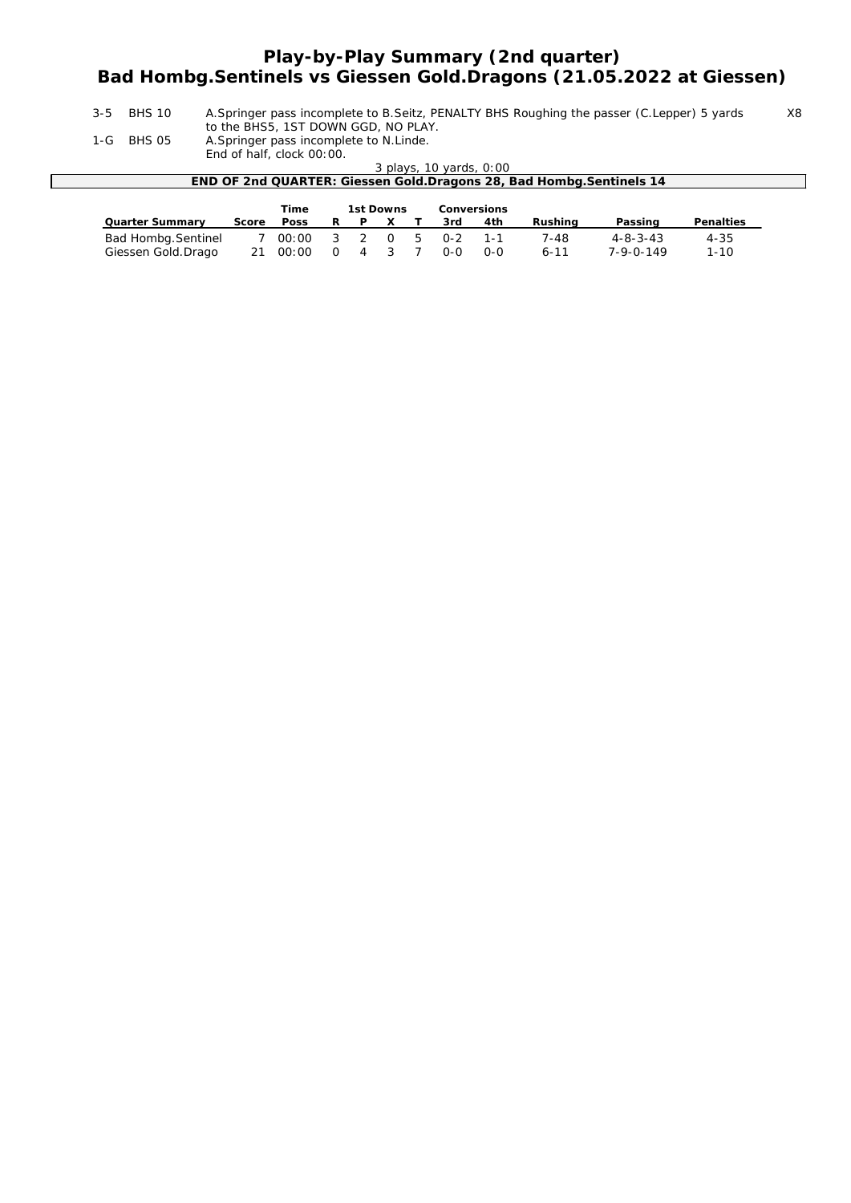# Play-by-Play Summary (2nd quarter)
## Bad Hombg.Sentinels vs Giessen Gold.Dragons (21.05.2022 at Giessen)

| | | | |
|---|---|---|---|
| 3-5 | BHS 10 | A.Springer pass incomplete to B.Seitz, PENALTY BHS Roughing the passer (C.Lepper) 5 yards to the BHS5, 1ST DOWN GGD, NO PLAY. | X8 |
| 1-G | BHS 05 | A.Springer pass incomplete to N.Linde. End of half, clock 00:00. | |

3 plays, 10 yards, 0:00

**END OF 2nd QUARTER: Giessen Gold.Dragons 28, Bad Hombg.Sentinels 14**

| Quarter Summary | Score | Time Poss | 1st Downs R | P | X | T | Conversions 3rd | 4th | Rushing | Passing | Penalties |
|---|---|---|---|---|---|---|---|---|---|---|---|
| Bad Hombg.Sentinel | 7 | 00:00 | 3 | 2 | 0 | 5 | 0-2 | 1-1 | 7-48 | 4-8-3-43 | 4-35 |
| Giessen Gold.Drago | 21 | 00:00 | 0 | 4 | 3 | 7 | 0-0 | 0-0 | 6-11 | 7-9-0-149 | 1-10 |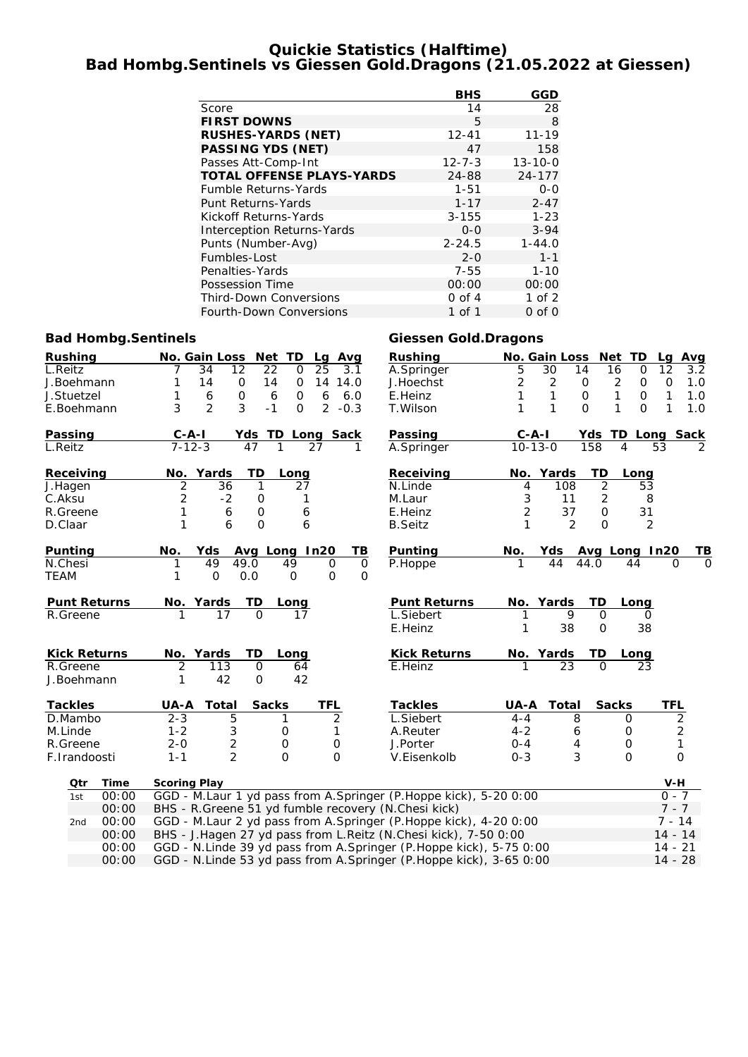# Quickie Statistics (Halftime)
## Bad Hombg.Sentinels vs Giessen Gold.Dragons (21.05.2022 at Giessen)

| | BHS | GGD |
|---|---|---|
| Score | 14 | 28 |
| **FIRST DOWNS** | 5 | 8 |
| **RUSHES-YARDS (NET)** | 12-41 | 11-19 |
| **PASSING YDS (NET)** | 47 | 158 |
| Passes Att-Comp-Int | 12-7-3 | 13-10-0 |
| **TOTAL OFFENSE PLAYS-YARDS** | 24-88 | 24-177 |
| Fumble Returns-Yards | 1-51 | 0-0 |
| Punt Returns-Yards | 1-17 | 2-47 |
| Kickoff Returns-Yards | 3-155 | 1-23 |
| Interception Returns-Yards | 0-0 | 3-94 |
| Punts (Number-Avg) | 2-24.5 | 1-44.0 |
| Fumbles-Lost | 2-0 | 1-1 |
| Penalties-Yards | 7-55 | 1-10 |
| Possession Time | 00:00 | 00:00 |
| Third-Down Conversions | 0 of 4 | 1 of 2 |
| Fourth-Down Conversions | 1 of 1 | 0 of 0 |

### Bad Hombg.Sentinels

| Rushing | No. | Gain | Loss | Net | TD | Lg | Avg |
|---|---|---|---|---|---|---|---|
| L.Reitz | 7 | 34 | 12 | 22 | 0 | 25 | 3.1 |
| J.Boehmann | 1 | 14 | 0 | 14 | 0 | 14 | 14.0 |
| J.Stuetzel | 1 | 6 | 0 | 6 | 0 | 6 | 6.0 |
| E.Boehmann | 3 | 2 | 3 | -1 | 0 | 2 | -0.3 |

| Passing | C-A-I | Yds | TD | Long | Sack |
|---|---|---|---|---|---|
| L.Reitz | 7-12-3 | 47 | 1 | 27 | 1 |

| Receiving | No. | Yards | TD | Long |
|---|---|---|---|---|
| J.Hagen | 2 | 36 | 1 | 27 |
| C.Aksu | 2 | -2 | 0 | 1 |
| R.Greene | 1 | 6 | 0 | 6 |
| D.Claar | 1 | 6 | 0 | 6 |

| Punting | No. | Yds | Avg | Long | In20 | TB |
|---|---|---|---|---|---|---|
| N.Chesi | 1 | 49 | 49.0 | 49 | 0 | 0 |
| TEAM | 1 | 0 | 0.0 | 0 | 0 | 0 |

| Punt Returns | No. | Yards | TD | Long |
|---|---|---|---|---|
| R.Greene | 1 | 17 | 0 | 17 |

| Kick Returns | No. | Yards | TD | Long |
|---|---|---|---|---|
| R.Greene | 2 | 113 | 0 | 64 |
| J.Boehmann | 1 | 42 | 0 | 42 |

| Tackles | UA-A | Total | Sacks | TFL |
|---|---|---|---|---|
| D.Mambo | 2-3 | 5 | 1 | 2 |
| M.Linde | 1-2 | 3 | 0 | 1 |
| R.Greene | 2-0 | 2 | 0 | 0 |
| F.Irandoosti | 1-1 | 2 | 0 | 0 |

### Giessen Gold.Dragons

| Rushing | No. | Gain | Loss | Net | TD | Lg | Avg |
|---|---|---|---|---|---|---|---|
| A.Springer | 5 | 30 | 14 | 16 | 0 | 12 | 3.2 |
| J.Hoechst | 2 | 2 | 0 | 2 | 0 | 0 | 1.0 |
| E.Heinz | 1 | 1 | 0 | 1 | 0 | 1 | 1.0 |
| T.Wilson | 1 | 1 | 0 | 1 | 0 | 1 | 1.0 |

| Passing | C-A-I | Yds | TD | Long | Sack |
|---|---|---|---|---|---|
| A.Springer | 10-13-0 | 158 | 4 | 53 | 2 |

| Receiving | No. | Yards | TD | Long |
|---|---|---|---|---|
| N.Linde | 4 | 108 | 2 | 53 |
| M.Laur | 3 | 11 | 2 | 8 |
| E.Heinz | 2 | 37 | 0 | 31 |
| B.Seitz | 1 | 2 | 0 | 2 |

| Punting | No. | Yds | Avg | Long | In20 | TB |
|---|---|---|---|---|---|---|
| P.Hoppe | 1 | 44 | 44.0 | 44 | 0 | 0 |

| Punt Returns | No. | Yards | TD | Long |
|---|---|---|---|---|
| L.Siebert | 1 | 9 | 0 | 0 |
| E.Heinz | 1 | 38 | 0 | 38 |

| Kick Returns | No. | Yards | TD | Long |
|---|---|---|---|---|
| E.Heinz | 1 | 23 | 0 | 23 |

| Tackles | UA-A | Total | Sacks | TFL |
|---|---|---|---|---|
| L.Siebert | 4-4 | 8 | 0 | 2 |
| A.Reuter | 4-2 | 6 | 0 | 2 |
| J.Porter | 0-4 | 4 | 0 | 1 |
| V.Eisenkolb | 0-3 | 3 | 0 | 0 |

| Qtr | Time | Scoring Play | V-H |
|---|---|---|---|
| 1st | 00:00 | GGD - M.Laur 1 yd pass from A.Springer (P.Hoppe kick), 5-20 0:00 | 0 - 7 |
| | 00:00 | BHS - R.Greene 51 yd fumble recovery (N.Chesi kick) | 7 - 7 |
| 2nd | 00:00 | GGD - M.Laur 2 yd pass from A.Springer (P.Hoppe kick), 4-20 0:00 | 7 - 14 |
| | 00:00 | BHS - J.Hagen 27 yd pass from L.Reitz (N.Chesi kick), 7-50 0:00 | 14 - 14 |
| | 00:00 | GGD - N.Linde 39 yd pass from A.Springer (P.Hoppe kick), 5-75 0:00 | 14 - 21 |
| | 00:00 | GGD - N.Linde 53 yd pass from A.Springer (P.Hoppe kick), 3-65 0:00 | 14 - 28 |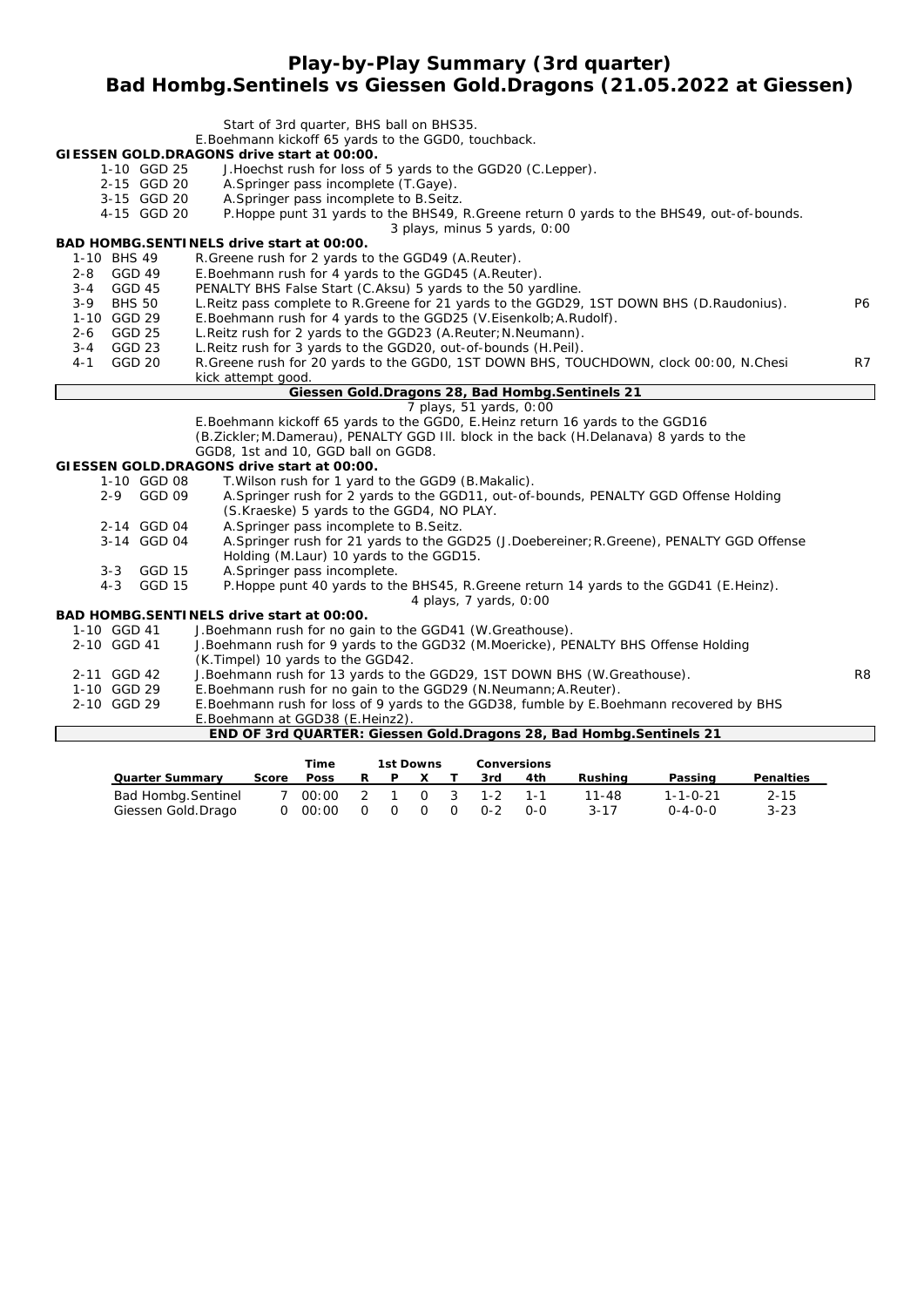# Play-by-Play Summary (3rd quarter)
## Bad Hombg.Sentinels vs Giessen Gold.Dragons (21.05.2022 at Giessen)

Start of 3rd quarter, BHS ball on BHS35.
E.Boehmann kickoff 65 yards to the GGD0, touchback.

**GIESSEN GOLD.DRAGONS drive start at 00:00.**

| | | |
|---|---|---|
| 1-10 GGD 25 | J.Hoechst rush for loss of 5 yards to the GGD20 (C.Lepper). | |
| 2-15 GGD 20 | A.Springer pass incomplete (T.Gaye). | |
| 3-15 GGD 20 | A.Springer pass incomplete to B.Seitz. | |
| 4-15 GGD 20 | P.Hoppe punt 31 yards to the BHS49, R.Greene return 0 yards to the BHS49, out-of-bounds. | |

3 plays, minus 5 yards, 0:00

**BAD HOMBG.SENTINELS drive start at 00:00.**

| | | |
|---|---|---|
| 1-10 BHS 49 | R.Greene rush for 2 yards to the GGD49 (A.Reuter). | |
| 2-8 GGD 49 | E.Boehmann rush for 4 yards to the GGD45 (A.Reuter). | |
| 3-4 GGD 45 | PENALTY BHS False Start (C.Aksu) 5 yards to the 50 yardline. | |
| 3-9 BHS 50 | L.Reitz pass complete to R.Greene for 21 yards to the GGD29, 1ST DOWN BHS (D.Raudonius). | P6 |
| 1-10 GGD 29 | E.Boehmann rush for 4 yards to the GGD25 (V.Eisenkolb;A.Rudolf). | |
| 2-6 GGD 25 | L.Reitz rush for 2 yards to the GGD23 (A.Reuter;N.Neumann). | |
| 3-4 GGD 23 | L.Reitz rush for 3 yards to the GGD20, out-of-bounds (H.Peil). | |
| 4-1 GGD 20 | R.Greene rush for 20 yards to the GGD0, 1ST DOWN BHS, TOUCHDOWN, clock 00:00, N.Chesi kick attempt good. | R7 |

**Giessen Gold.Dragons 28, Bad Hombg.Sentinels 21**

7 plays, 51 yards, 0:00

E.Boehmann kickoff 65 yards to the GGD0, E.Heinz return 16 yards to the GGD16 (B.Zickler;M.Damerau), PENALTY GGD Ill. block in the back (H.Delanava) 8 yards to the GGD8, 1st and 10, GGD ball on GGD8.

**GIESSEN GOLD.DRAGONS drive start at 00:00.**

| | | |
|---|---|---|
| 1-10 GGD 08 | T.Wilson rush for 1 yard to the GGD9 (B.Makalic). | |
| 2-9 GGD 09 | A.Springer rush for 2 yards to the GGD11, out-of-bounds, PENALTY GGD Offense Holding (S.Kraeske) 5 yards to the GGD4, NO PLAY. | |
| 2-14 GGD 04 | A.Springer pass incomplete to B.Seitz. | |
| 3-14 GGD 04 | A.Springer rush for 21 yards to the GGD25 (J.Doebereiner;R.Greene), PENALTY GGD Offense Holding (M.Laur) 10 yards to the GGD15. | |
| 3-3 GGD 15 | A.Springer pass incomplete. | |
| 4-3 GGD 15 | P.Hoppe punt 40 yards to the BHS45, R.Greene return 14 yards to the GGD41 (E.Heinz). | |

4 plays, 7 yards, 0:00

**BAD HOMBG.SENTINELS drive start at 00:00.**

| | | |
|---|---|---|
| 1-10 GGD 41 | J.Boehmann rush for no gain to the GGD41 (W.Greathouse). | |
| 2-10 GGD 41 | J.Boehmann rush for 9 yards to the GGD32 (M.Moericke), PENALTY BHS Offense Holding (K.Timpel) 10 yards to the GGD42. | |
| 2-11 GGD 42 | J.Boehmann rush for 13 yards to the GGD29, 1ST DOWN BHS (W.Greathouse). | R8 |
| 1-10 GGD 29 | E.Boehmann rush for no gain to the GGD29 (N.Neumann;A.Reuter). | |
| 2-10 GGD 29 | E.Boehmann rush for loss of 9 yards to the GGD38, fumble by E.Boehmann recovered by BHS E.Boehmann at GGD38 (E.Heinz2). | |

**END OF 3rd QUARTER: Giessen Gold.Dragons 28, Bad Hombg.Sentinels 21**

| Quarter Summary | Score | Time Poss | 1st Downs R | P | X | T | Conversions 3rd | 4th | Rushing | Passing | Penalties |
|---|---|---|---|---|---|---|---|---|---|---|---|
| Bad Hombg.Sentinel | 7 | 00:00 | 2 | 1 | 0 | 3 | 1-2 | 1-1 | 11-48 | 1-1-0-21 | 2-15 |
| Giessen Gold.Drago | 0 | 00:00 | 0 | 0 | 0 | 0 | 0-2 | 0-0 | 3-17 | 0-4-0-0 | 3-23 |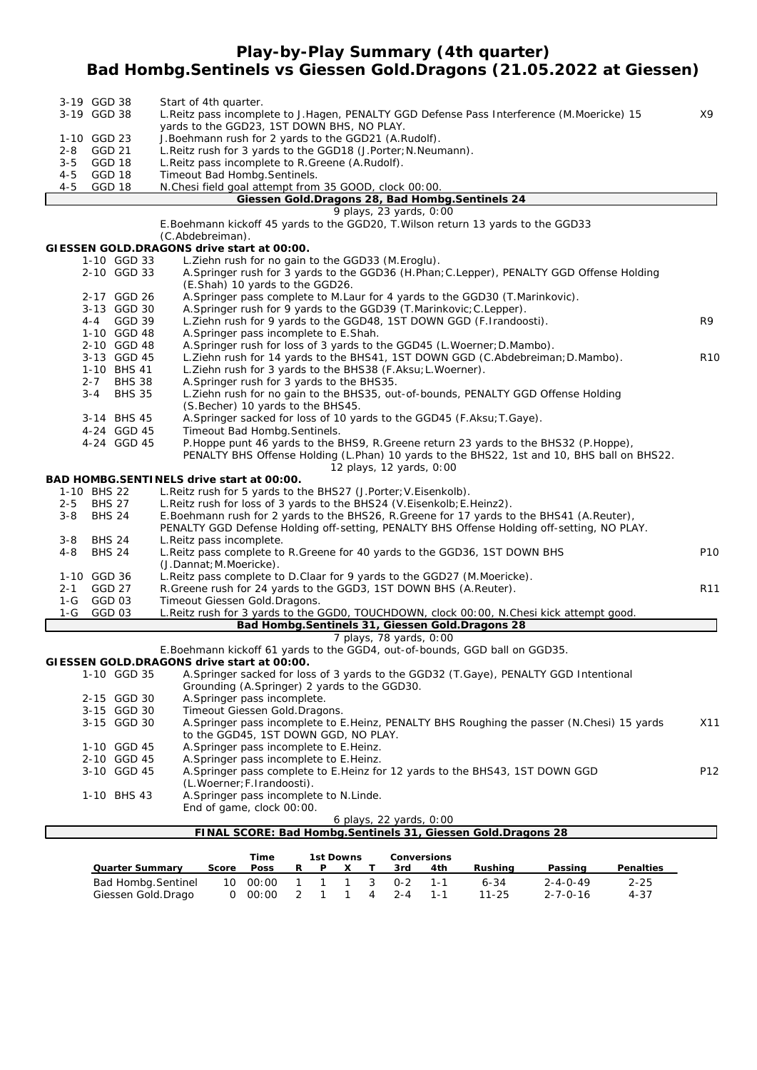# Play-by-Play Summary (4th quarter)
## Bad Hombg.Sentinels vs Giessen Gold.Dragons (21.05.2022 at Giessen)

| Down | Spot | Play | |
|---|---|---|---|
| 3-19 | GGD 38 | Start of 4th quarter. | |
| 3-19 | GGD 38 | L.Reitz pass incomplete to J.Hagen, PENALTY GGD Defense Pass Interference (M.Moericke) 15 yards to the GGD23, 1ST DOWN BHS, NO PLAY. | X9 |
| 1-10 | GGD 23 | J.Boehmann rush for 2 yards to the GGD21 (A.Rudolf). | |
| 2-8 | GGD 21 | L.Reitz rush for 3 yards to the GGD18 (J.Porter;N.Neumann). | |
| 3-5 | GGD 18 | L.Reitz pass incomplete to R.Greene (A.Rudolf). | |
| 4-5 | GGD 18 | Timeout Bad Hombg.Sentinels. | |
| 4-5 | GGD 18 | N.Chesi field goal attempt from 35 GOOD, clock 00:00. | |

**Giessen Gold.Dragons 28, Bad Hombg.Sentinels 24**

9 plays, 23 yards, 0:00

E.Boehmann kickoff 45 yards to the GGD20, T.Wilson return 13 yards to the GGD33 (C.Abdebreiman).

**GIESSEN GOLD.DRAGONS drive start at 00:00.**

| Down | Spot | Play | |
|---|---|---|---|
| 1-10 | GGD 33 | L.Ziehn rush for no gain to the GGD33 (M.Eroglu). | |
| 2-10 | GGD 33 | A.Springer rush for 3 yards to the GGD36 (H.Phan;C.Lepper), PENALTY GGD Offense Holding (E.Shah) 10 yards to the GGD26. | |
| 2-17 | GGD 26 | A.Springer pass complete to M.Laur for 4 yards to the GGD30 (T.Marinkovic). | |
| 3-13 | GGD 30 | A.Springer rush for 9 yards to the GGD39 (T.Marinkovic;C.Lepper). | |
| 4-4 | GGD 39 | L.Ziehn rush for 9 yards to the GGD48, 1ST DOWN GGD (F.Irandoosti). | R9 |
| 1-10 | GGD 48 | A.Springer pass incomplete to E.Shah. | |
| 2-10 | GGD 48 | A.Springer rush for loss of 3 yards to the GGD45 (L.Woerner;D.Mambo). | |
| 3-13 | GGD 45 | L.Ziehn rush for 14 yards to the BHS41, 1ST DOWN GGD (C.Abdebreiman;D.Mambo). | R10 |
| 1-10 | BHS 41 | L.Ziehn rush for 3 yards to the BHS38 (F.Aksu;L.Woerner). | |
| 2-7 | BHS 38 | A.Springer rush for 3 yards to the BHS35. | |
| 3-4 | BHS 35 | L.Ziehn rush for no gain to the BHS35, out-of-bounds, PENALTY GGD Offense Holding (S.Becher) 10 yards to the BHS45. | |
| 3-14 | BHS 45 | A.Springer sacked for loss of 10 yards to the GGD45 (F.Aksu;T.Gaye). | |
| 4-24 | GGD 45 | Timeout Bad Hombg.Sentinels. | |
| 4-24 | GGD 45 | P.Hoppe punt 46 yards to the BHS9, R.Greene return 23 yards to the BHS32 (P.Hoppe), PENALTY BHS Offense Holding (L.Phan) 10 yards to the BHS22, 1st and 10, BHS ball on BHS22. | |

12 plays, 12 yards, 0:00

**BAD HOMBG.SENTINELS drive start at 00:00.**

| Down | Spot | Play | |
|---|---|---|---|
| 1-10 | BHS 22 | L.Reitz rush for 5 yards to the BHS27 (J.Porter;V.Eisenkolb). | |
| 2-5 | BHS 27 | L.Reitz rush for loss of 3 yards to the BHS24 (V.Eisenkolb;E.Heinz2). | |
| 3-8 | BHS 24 | E.Boehmann rush for 2 yards to the BHS26, R.Greene for 17 yards to the BHS41 (A.Reuter), PENALTY GGD Defense Holding off-setting, PENALTY BHS Offense Holding off-setting, NO PLAY. | |
| 3-8 | BHS 24 | L.Reitz pass incomplete. | |
| 4-8 | BHS 24 | L.Reitz pass complete to R.Greene for 40 yards to the GGD36, 1ST DOWN BHS (J.Dannat;M.Moericke). | P10 |
| 1-10 | GGD 36 | L.Reitz pass complete to D.Claar for 9 yards to the GGD27 (M.Moericke). | |
| 2-1 | GGD 27 | R.Greene rush for 24 yards to the GGD3, 1ST DOWN BHS (A.Reuter). | R11 |
| 1-G | GGD 03 | Timeout Giessen Gold.Dragons. | |
| 1-G | GGD 03 | L.Reitz rush for 3 yards to the GGD0, TOUCHDOWN, clock 00:00, N.Chesi kick attempt good. | |

**Bad Hombg.Sentinels 31, Giessen Gold.Dragons 28**

7 plays, 78 yards, 0:00

E.Boehmann kickoff 61 yards to the GGD4, out-of-bounds, GGD ball on GGD35.

**GIESSEN GOLD.DRAGONS drive start at 00:00.**

| Down | Spot | Play | |
|---|---|---|---|
| 1-10 | GGD 35 | A.Springer sacked for loss of 3 yards to the GGD32 (T.Gaye), PENALTY GGD Intentional Grounding (A.Springer) 2 yards to the GGD30. | |
| 2-15 | GGD 30 | A.Springer pass incomplete. | |
| 3-15 | GGD 30 | Timeout Giessen Gold.Dragons. | |
| 3-15 | GGD 30 | A.Springer pass incomplete to E.Heinz, PENALTY BHS Roughing the passer (N.Chesi) 15 yards to the GGD45, 1ST DOWN GGD, NO PLAY. | X11 |
| 1-10 | GGD 45 | A.Springer pass incomplete to E.Heinz. | |
| 2-10 | GGD 45 | A.Springer pass incomplete to E.Heinz. | |
| 3-10 | GGD 45 | A.Springer pass complete to E.Heinz for 12 yards to the BHS43, 1ST DOWN GGD (L.Woerner;F.Irandoosti). | P12 |
| 1-10 | BHS 43 | A.Springer pass incomplete to N.Linde. | |
| | | End of game, clock 00:00. | |

6 plays, 22 yards, 0:00

**FINAL SCORE: Bad Hombg.Sentinels 31, Giessen Gold.Dragons 28**

| Quarter Summary | Score | Time Poss | 1st Downs R | P | X | T | Conversions 3rd | 4th | Rushing | Passing | Penalties |
|---|---|---|---|---|---|---|---|---|---|---|---|
| Bad Hombg.Sentinel | 10 | 00:00 | 1 | 1 | 1 | 3 | 0-2 | 1-1 | 6-34 | 2-4-0-49 | 2-25 |
| Giessen Gold.Drago | 0 | 00:00 | 2 | 1 | 1 | 4 | 2-4 | 1-1 | 11-25 | 2-7-0-16 | 4-37 |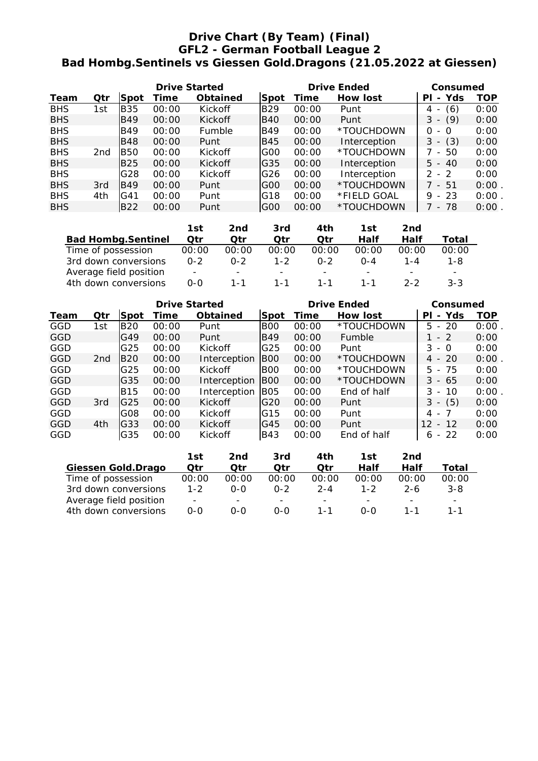# Drive Chart (By Team) (Final)
## GFL2 - German Football League 2
### Bad Hombg.Sentinels vs Giessen Gold.Dragons (21.05.2022 at Giessen)

| | | Drive Started | | | Drive Ended | | | Consumed | |
|---|---|---|---|---|---|---|---|---|---|
| Team | Qtr | Spot | Time | Obtained | Spot | Time | How lost | Pl - Yds | TOP |
| BHS | 1st | B35 | 00:00 | Kickoff | B29 | 00:00 | Punt | 4 - (6) | 0:00 |
| BHS | | B49 | 00:00 | Kickoff | B40 | 00:00 | Punt | 3 - (9) | 0:00 |
| BHS | | B49 | 00:00 | Fumble | B49 | 00:00 | *TOUCHDOWN | 0 - 0 | 0:00 |
| BHS | | B48 | 00:00 | Punt | B45 | 00:00 | Interception | 3 - (3) | 0:00 |
| BHS | 2nd | B50 | 00:00 | Kickoff | G00 | 00:00 | *TOUCHDOWN | 7 - 50 | 0:00 |
| BHS | | B25 | 00:00 | Kickoff | G35 | 00:00 | Interception | 5 - 40 | 0:00 |
| BHS | | G28 | 00:00 | Kickoff | G26 | 00:00 | Interception | 2 - 2 | 0:00 |
| BHS | 3rd | B49 | 00:00 | Punt | G00 | 00:00 | *TOUCHDOWN | 7 - 51 | 0:00 . |
| BHS | 4th | G41 | 00:00 | Punt | G18 | 00:00 | *FIELD GOAL | 9 - 23 | 0:00 . |
| BHS | | B22 | 00:00 | Punt | G00 | 00:00 | *TOUCHDOWN | 7 - 78 | 0:00 . |

| Bad Hombg.Sentinel | 1st Qtr | 2nd Qtr | 3rd Qtr | 4th Qtr | 1st Half | 2nd Half | Total |
|---|---|---|---|---|---|---|---|
| Time of possession | 00:00 | 00:00 | 00:00 | 00:00 | 00:00 | 00:00 | 00:00 |
| 3rd down conversions | 0-2 | 0-2 | 1-2 | 0-2 | 0-4 | 1-4 | 1-8 |
| Average field position | - | - | - | - | - | - | - |
| 4th down conversions | 0-0 | 1-1 | 1-1 | 1-1 | 1-1 | 2-2 | 3-3 |

| | | Drive Started | | | Drive Ended | | | Consumed | |
|---|---|---|---|---|---|---|---|---|---|
| Team | Qtr | Spot | Time | Obtained | Spot | Time | How lost | Pl - Yds | TOP |
| GGD | 1st | B20 | 00:00 | Punt | B00 | 00:00 | *TOUCHDOWN | 5 - 20 | 0:00 . |
| GGD | | G49 | 00:00 | Punt | B49 | 00:00 | Fumble | 1 - 2 | 0:00 |
| GGD | | G25 | 00:00 | Kickoff | G25 | 00:00 | Punt | 3 - 0 | 0:00 |
| GGD | 2nd | B20 | 00:00 | Interception | B00 | 00:00 | *TOUCHDOWN | 4 - 20 | 0:00 . |
| GGD | | G25 | 00:00 | Kickoff | B00 | 00:00 | *TOUCHDOWN | 5 - 75 | 0:00 |
| GGD | | G35 | 00:00 | Interception | B00 | 00:00 | *TOUCHDOWN | 3 - 65 | 0:00 |
| GGD | | B15 | 00:00 | Interception | B05 | 00:00 | End of half | 3 - 10 | 0:00 . |
| GGD | 3rd | G25 | 00:00 | Kickoff | G20 | 00:00 | Punt | 3 - (5) | 0:00 |
| GGD | | G08 | 00:00 | Kickoff | G15 | 00:00 | Punt | 4 - 7 | 0:00 |
| GGD | 4th | G33 | 00:00 | Kickoff | G45 | 00:00 | Punt | 12 - 12 | 0:00 |
| GGD | | G35 | 00:00 | Kickoff | B43 | 00:00 | End of half | 6 - 22 | 0:00 |

| Giessen Gold.Drago | 1st Qtr | 2nd Qtr | 3rd Qtr | 4th Qtr | 1st Half | 2nd Half | Total |
|---|---|---|---|---|---|---|---|
| Time of possession | 00:00 | 00:00 | 00:00 | 00:00 | 00:00 | 00:00 | 00:00 |
| 3rd down conversions | 1-2 | 0-0 | 0-2 | 2-4 | 1-2 | 2-6 | 3-8 |
| Average field position | - | - | - | - | - | - | - |
| 4th down conversions | 0-0 | 0-0 | 0-0 | 1-1 | 0-0 | 1-1 | 1-1 |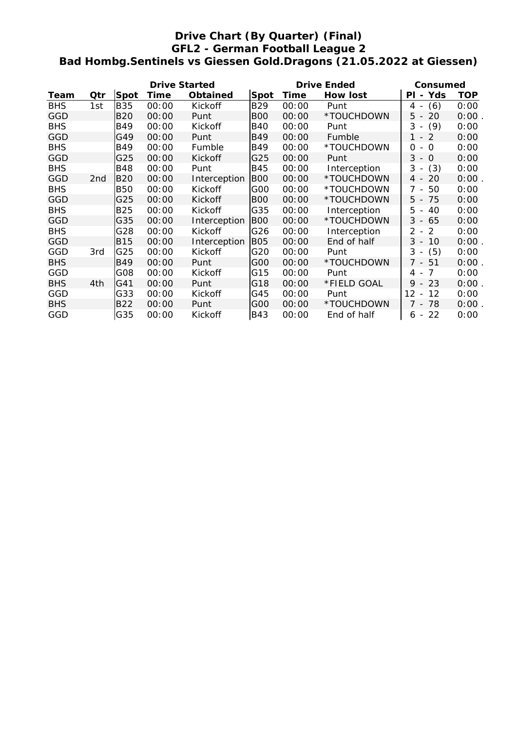# Drive Chart (By Quarter) (Final)
## GFL2 - German Football League 2
## Bad Hombg.Sentinels vs Giessen Gold.Dragons (21.05.2022 at Giessen)

| | | Drive Started | | | Drive Ended | | | Consumed | |
|---|---|---|---|---|---|---|---|---|---|
| **Team** | **Qtr** | **Spot** | **Time** | **Obtained** | **Spot** | **Time** | **How lost** | **Pl - Yds** | **TOP** |
| BHS | 1st | B35 | 00:00 | Kickoff | B29 | 00:00 | Punt | 4 - (6) | 0:00 |
| GGD | | B20 | 00:00 | Punt | B00 | 00:00 | *TOUCHDOWN | 5 - 20 | 0:00 . |
| BHS | | B49 | 00:00 | Kickoff | B40 | 00:00 | Punt | 3 - (9) | 0:00 |
| GGD | | G49 | 00:00 | Punt | B49 | 00:00 | Fumble | 1 - 2 | 0:00 |
| BHS | | B49 | 00:00 | Fumble | B49 | 00:00 | *TOUCHDOWN | 0 - 0 | 0:00 |
| GGD | | G25 | 00:00 | Kickoff | G25 | 00:00 | Punt | 3 - 0 | 0:00 |
| BHS | | B48 | 00:00 | Punt | B45 | 00:00 | Interception | 3 - (3) | 0:00 |
| GGD | 2nd | B20 | 00:00 | Interception | B00 | 00:00 | *TOUCHDOWN | 4 - 20 | 0:00 . |
| BHS | | B50 | 00:00 | Kickoff | G00 | 00:00 | *TOUCHDOWN | 7 - 50 | 0:00 |
| GGD | | G25 | 00:00 | Kickoff | B00 | 00:00 | *TOUCHDOWN | 5 - 75 | 0:00 |
| BHS | | B25 | 00:00 | Kickoff | G35 | 00:00 | Interception | 5 - 40 | 0:00 |
| GGD | | G35 | 00:00 | Interception | B00 | 00:00 | *TOUCHDOWN | 3 - 65 | 0:00 |
| BHS | | G28 | 00:00 | Kickoff | G26 | 00:00 | Interception | 2 - 2 | 0:00 |
| GGD | | B15 | 00:00 | Interception | B05 | 00:00 | End of half | 3 - 10 | 0:00 . |
| GGD | 3rd | G25 | 00:00 | Kickoff | G20 | 00:00 | Punt | 3 - (5) | 0:00 |
| BHS | | B49 | 00:00 | Punt | G00 | 00:00 | *TOUCHDOWN | 7 - 51 | 0:00 . |
| GGD | | G08 | 00:00 | Kickoff | G15 | 00:00 | Punt | 4 - 7 | 0:00 |
| BHS | 4th | G41 | 00:00 | Punt | G18 | 00:00 | *FIELD GOAL | 9 - 23 | 0:00 . |
| GGD | | G33 | 00:00 | Kickoff | G45 | 00:00 | Punt | 12 - 12 | 0:00 |
| BHS | | B22 | 00:00 | Punt | G00 | 00:00 | *TOUCHDOWN | 7 - 78 | 0:00 . |
| GGD | | G35 | 00:00 | Kickoff | B43 | 00:00 | End of half | 6 - 22 | 0:00 |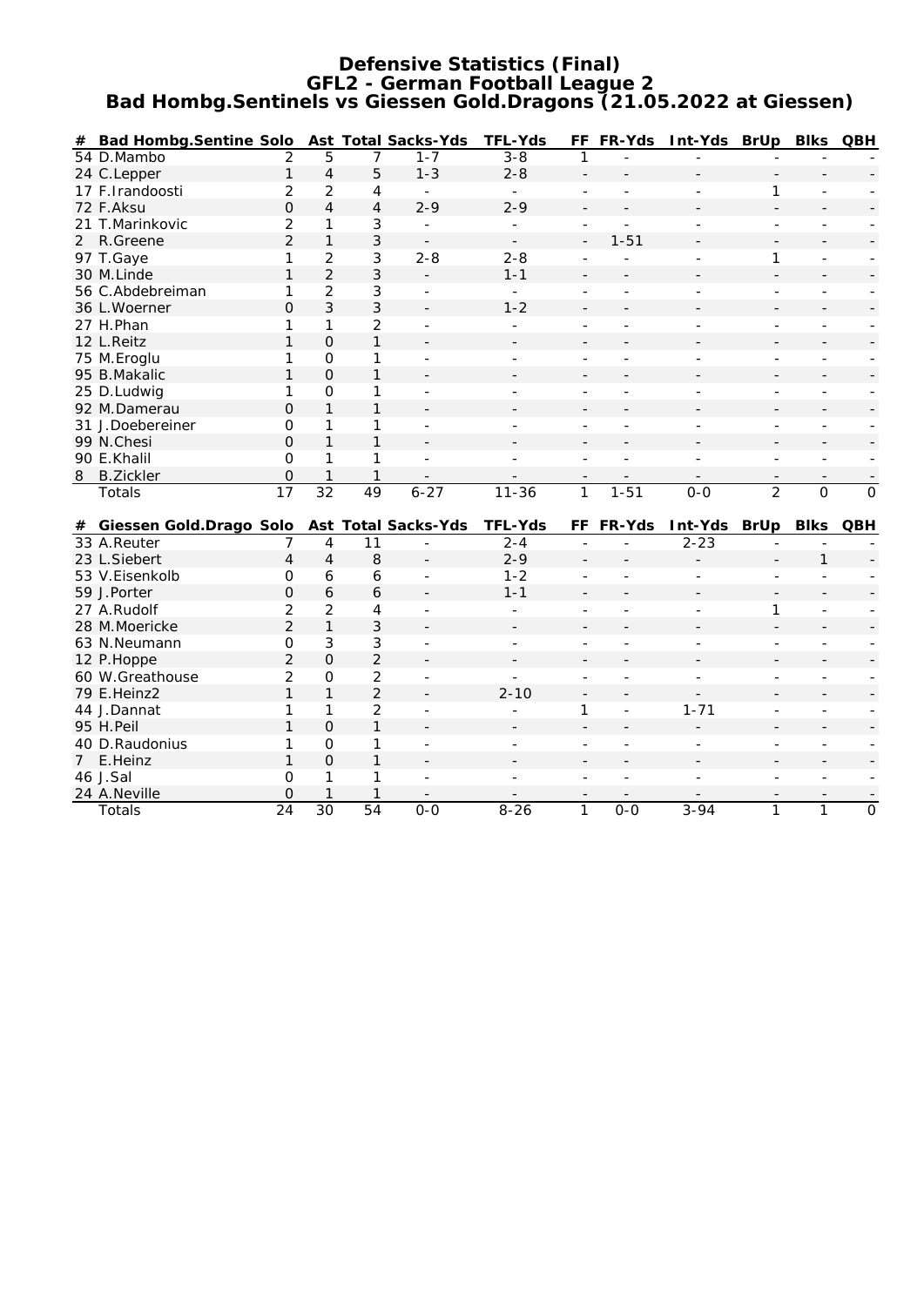# Defensive Statistics (Final)
## GFL2 - German Football League 2
## Bad Hombg.Sentinels vs Giessen Gold.Dragons (21.05.2022 at Giessen)

| # | Bad Hombg.Sentine | Solo | Ast | Total | Sacks-Yds | TFL-Yds | FF | FR-Yds | Int-Yds | BrUp | Blks | QBH |
|---|---|---|---|---|---|---|---|---|---|---|---|---|
| 54 | D.Mambo | 2 | 5 | 7 | 1-7 | 3-8 | 1 | - | - | - | - | - |
| 24 | C.Lepper | 1 | 4 | 5 | 1-3 | 2-8 | - | - | - | - | - | - |
| 17 | F.Irandoosti | 2 | 2 | 4 | - | - | - | - | - | 1 | - | - |
| 72 | F.Aksu | 0 | 4 | 4 | 2-9 | 2-9 | - | - | - | - | - | - |
| 21 | T.Marinkovic | 2 | 1 | 3 | - | - | - | - | - | - | - | - |
| 2 | R.Greene | 2 | 1 | 3 | - | - | - | 1-51 | - | - | - | - |
| 97 | T.Gaye | 1 | 2 | 3 | 2-8 | 2-8 | - | - | - | 1 | - | - |
| 30 | M.Linde | 1 | 2 | 3 | - | 1-1 | - | - | - | - | - | - |
| 56 | C.Abdebreiman | 1 | 2 | 3 | - | - | - | - | - | - | - | - |
| 36 | L.Woerner | 0 | 3 | 3 | - | 1-2 | - | - | - | - | - | - |
| 27 | H.Phan | 1 | 1 | 2 | - | - | - | - | - | - | - | - |
| 12 | L.Reitz | 1 | 0 | 1 | - | - | - | - | - | - | - | - |
| 75 | M.Eroglu | 1 | 0 | 1 | - | - | - | - | - | - | - | - |
| 95 | B.Makalic | 1 | 0 | 1 | - | - | - | - | - | - | - | - |
| 25 | D.Ludwig | 1 | 0 | 1 | - | - | - | - | - | - | - | - |
| 92 | M.Damerau | 0 | 1 | 1 | - | - | - | - | - | - | - | - |
| 31 | J.Doebereiner | 0 | 1 | 1 | - | - | - | - | - | - | - | - |
| 99 | N.Chesi | 0 | 1 | 1 | - | - | - | - | - | - | - | - |
| 90 | E.Khalil | 0 | 1 | 1 | - | - | - | - | - | - | - | - |
| 8 | B.Zickler | 0 | 1 | 1 | - | - | - | - | - | - | - | - |
| | Totals | 17 | 32 | 49 | 6-27 | 11-36 | 1 | 1-51 | 0-0 | 2 | 0 | 0 |

| # | Giessen Gold.Drago | Solo | Ast | Total | Sacks-Yds | TFL-Yds | FF | FR-Yds | Int-Yds | BrUp | Blks | QBH |
|---|---|---|---|---|---|---|---|---|---|---|---|---|
| 33 | A.Reuter | 7 | 4 | 11 | - | 2-4 | - | - | 2-23 | - | - | - |
| 23 | L.Siebert | 4 | 4 | 8 | - | 2-9 | - | - | - | - | 1 | - |
| 53 | V.Eisenkolb | 0 | 6 | 6 | - | 1-2 | - | - | - | - | - | - |
| 59 | J.Porter | 0 | 6 | 6 | - | 1-1 | - | - | - | - | - | - |
| 27 | A.Rudolf | 2 | 2 | 4 | - | - | - | - | - | 1 | - | - |
| 28 | M.Moericke | 2 | 1 | 3 | - | - | - | - | - | - | - | - |
| 63 | N.Neumann | 0 | 3 | 3 | - | - | - | - | - | - | - | - |
| 12 | P.Hoppe | 2 | 0 | 2 | - | - | - | - | - | - | - | - |
| 60 | W.Greathouse | 2 | 0 | 2 | - | - | - | - | - | - | - | - |
| 79 | E.Heinz2 | 1 | 1 | 2 | - | 2-10 | - | - | - | - | - | - |
| 44 | J.Dannat | 1 | 1 | 2 | - | - | 1 | - | 1-71 | - | - | - |
| 95 | H.Peil | 1 | 0 | 1 | - | - | - | - | - | - | - | - |
| 40 | D.Raudonius | 1 | 0 | 1 | - | - | - | - | - | - | - | - |
| 7 | E.Heinz | 1 | 0 | 1 | - | - | - | - | - | - | - | - |
| 46 | J.Sal | 0 | 1 | 1 | - | - | - | - | - | - | - | - |
| 24 | A.Neville | 0 | 1 | 1 | - | - | - | - | - | - | - | - |
| | Totals | 24 | 30 | 54 | 0-0 | 8-26 | 1 | 0-0 | 3-94 | 1 | 1 | 0 |